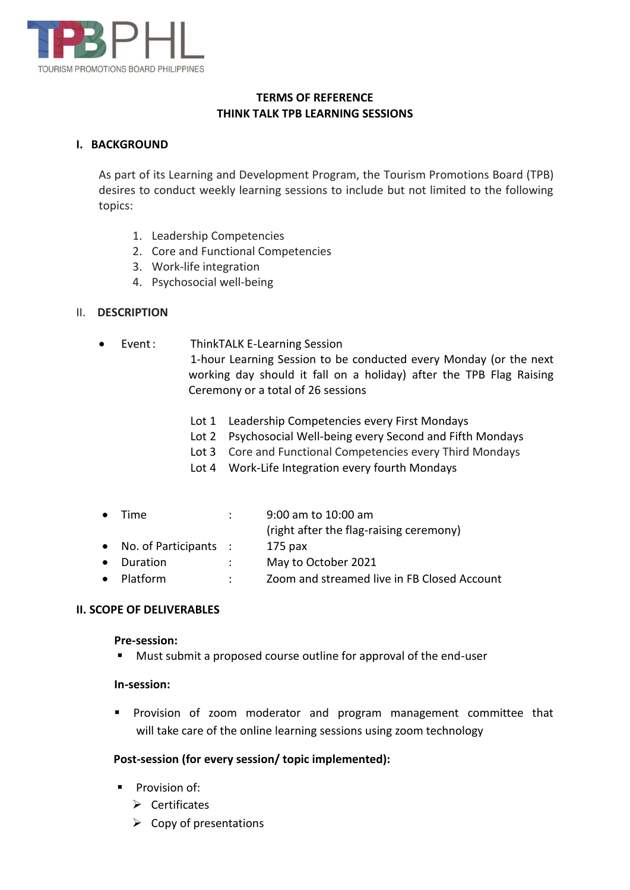TPBPHL
TOURISM PROMOTIONS BOARD PHILIPPINES

**TERMS OF REFERENCE**
**THINK TALK TPB LEARNING SESSIONS**

## I. BACKGROUND

As part of its Learning and Development Program, the Tourism Promotions Board (TPB) desires to conduct weekly learning sessions to include but not limited to the following topics:

1. Leadership Competencies
2. Core and Functional Competencies
3. Work-life integration
4. Psychosocial well-being

## II. DESCRIPTION

- Event : ThinkTALK E-Learning Session
  1-hour Learning Session to be conducted every Monday (or the next working day should it fall on a holiday) after the TPB Flag Raising Ceremony or a total of 26 sessions

  Lot 1 Leadership Competencies every First Mondays
  Lot 2 Psychosocial Well-being every Second and Fifth Mondays
  Lot 3 Core and Functional Competencies every Third Mondays
  Lot 4 Work-Life Integration every fourth Mondays

- Time : 9:00 am to 10:00 am
  (right after the flag-raising ceremony)
- No. of Participants : 175 pax
- Duration : May to October 2021
- Platform : Zoom and streamed live in FB Closed Account

## II. SCOPE OF DELIVERABLES

**Pre-session:**

- Must submit a proposed course outline for approval of the end-user

**In-session:**

- Provision of zoom moderator and program management committee that will take care of the online learning sessions using zoom technology

**Post-session (for every session/ topic implemented):**

- Provision of:
  - Certificates
  - Copy of presentations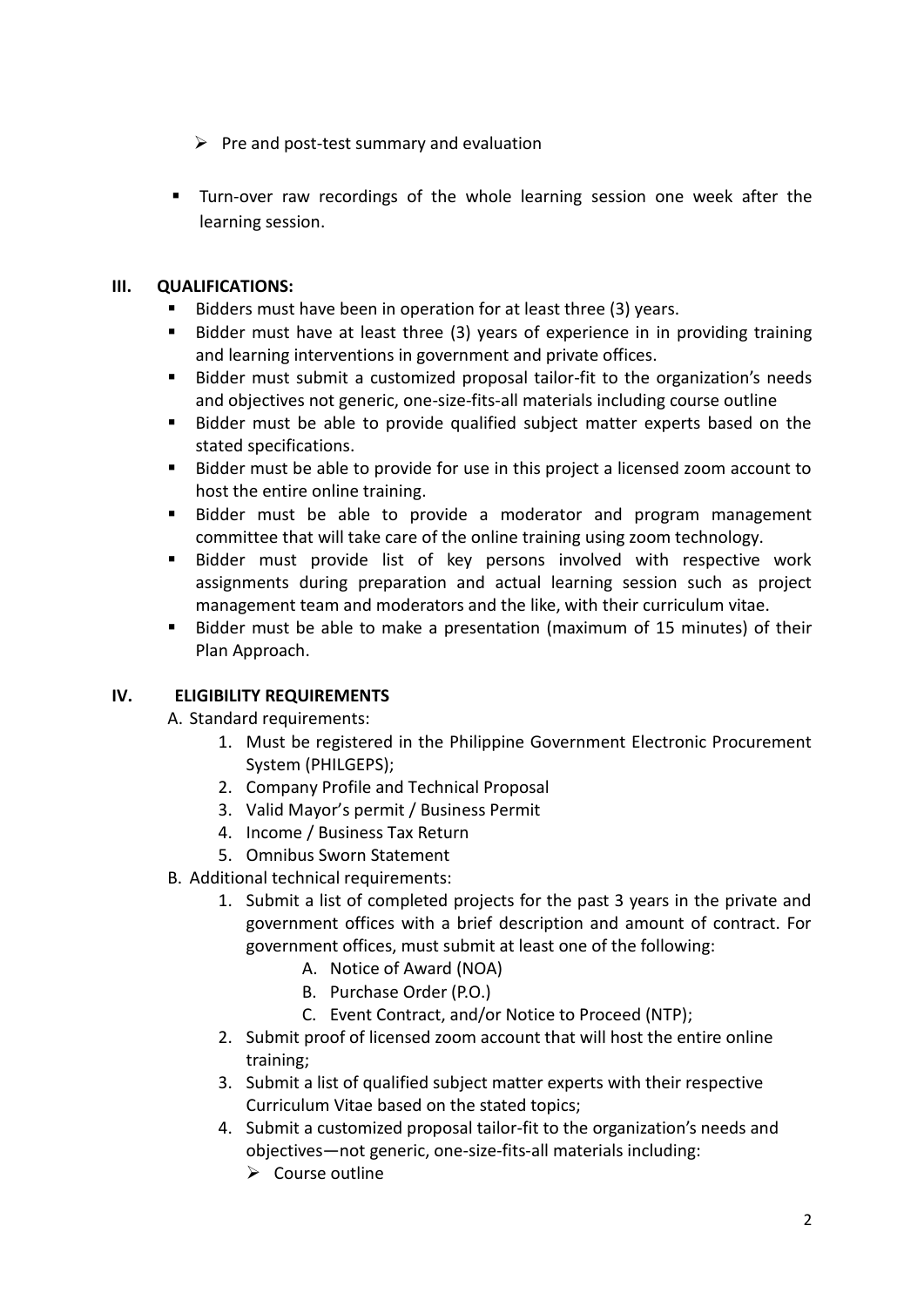- Pre and post-test summary and evaluation

- Turn-over raw recordings of the whole learning session one week after the learning session.

## III. QUALIFICATIONS:

- Bidders must have been in operation for at least three (3) years.
- Bidder must have at least three (3) years of experience in in providing training and learning interventions in government and private offices.
- Bidder must submit a customized proposal tailor-fit to the organization's needs and objectives not generic, one-size-fits-all materials including course outline
- Bidder must be able to provide qualified subject matter experts based on the stated specifications.
- Bidder must be able to provide for use in this project a licensed zoom account to host the entire online training.
- Bidder must be able to provide a moderator and program management committee that will take care of the online training using zoom technology.
- Bidder must provide list of key persons involved with respective work assignments during preparation and actual learning session such as project management team and moderators and the like, with their curriculum vitae.
- Bidder must be able to make a presentation (maximum of 15 minutes) of their Plan Approach.

## IV. ELIGIBILITY REQUIREMENTS

A. Standard requirements:

1. Must be registered in the Philippine Government Electronic Procurement System (PHILGEPS);
2. Company Profile and Technical Proposal
3. Valid Mayor's permit / Business Permit
4. Income / Business Tax Return
5. Omnibus Sworn Statement

B. Additional technical requirements:

1. Submit a list of completed projects for the past 3 years in the private and government offices with a brief description and amount of contract. For government offices, must submit at least one of the following:
   - A. Notice of Award (NOA)
   - B. Purchase Order (P.O.)
   - C. Event Contract, and/or Notice to Proceed (NTP);
2. Submit proof of licensed zoom account that will host the entire online training;
3. Submit a list of qualified subject matter experts with their respective Curriculum Vitae based on the stated topics;
4. Submit a customized proposal tailor-fit to the organization's needs and objectives—not generic, one-size-fits-all materials including:
   - Course outline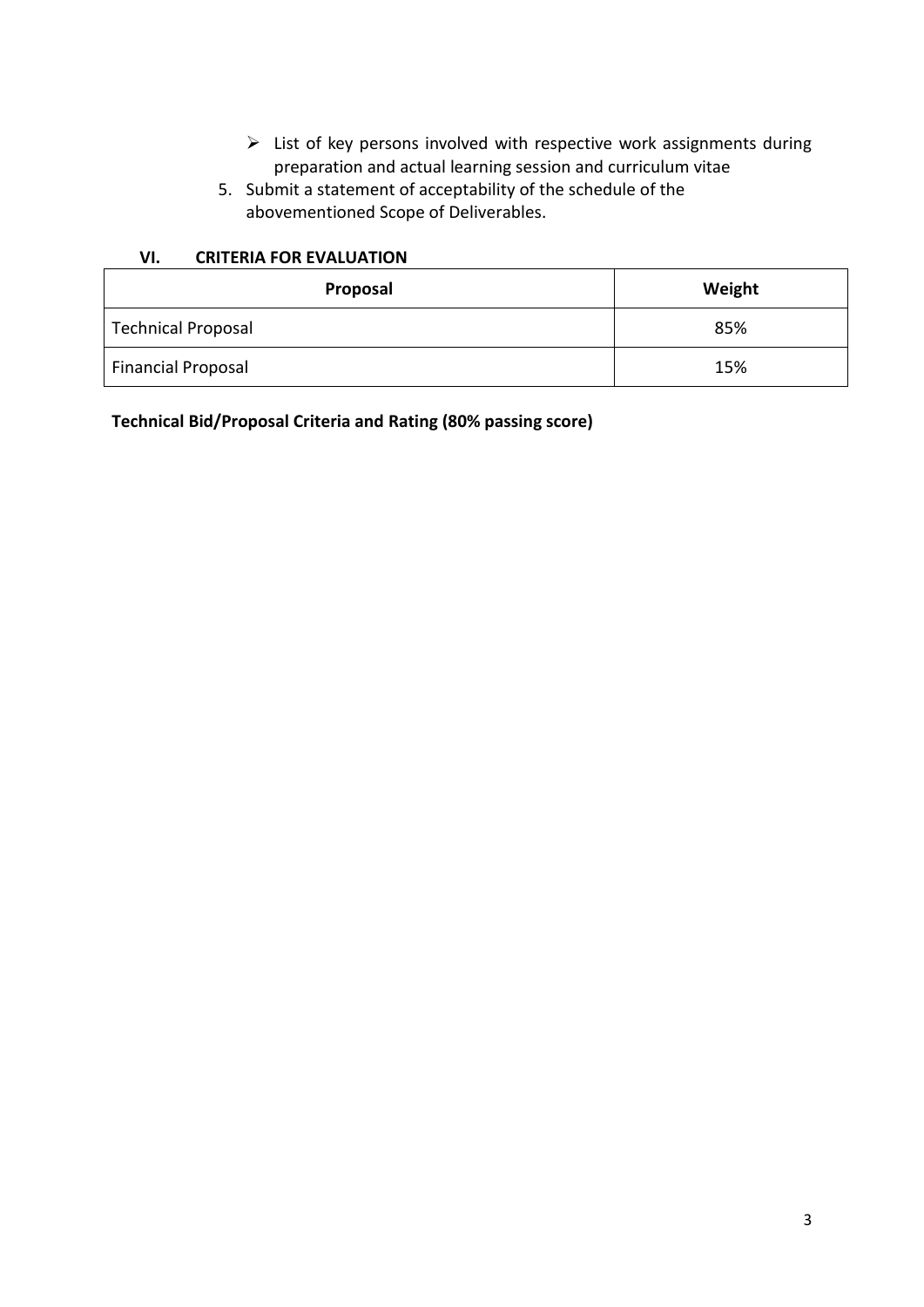- List of key persons involved with respective work assignments during preparation and actual learning session and curriculum vitae

5. Submit a statement of acceptability of the schedule of the abovementioned Scope of Deliverables.

## VI. CRITERIA FOR EVALUATION

| Proposal | Weight |
|---|---|
| Technical Proposal | 85% |
| Financial Proposal | 15% |

**Technical Bid/Proposal Criteria and Rating (80% passing score)**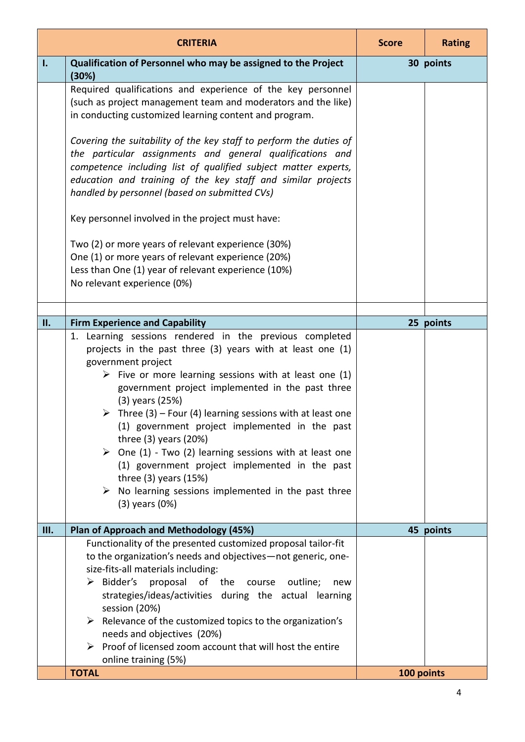| | CRITERIA | Score | Rating |
|---|---|---|---|
| **I.** | **Qualification of Personnel who may be assigned to the Project (30%)** | **30 points** | |
| | Required qualifications and experience of the key personnel (such as project management team and moderators and the like) in conducting customized learning content and program.<br><br>*Covering the suitability of the key staff to perform the duties of the particular assignments and general qualifications and competence including list of qualified subject matter experts, education and training of the key staff and similar projects handled by personnel (based on submitted CVs)*<br><br>Key personnel involved in the project must have:<br><br>Two (2) or more years of relevant experience (30%)<br>One (1) or more years of relevant experience (20%)<br>Less than One (1) year of relevant experience (10%)<br>No relevant experience (0%) | | |
| | | | |
| **II.** | **Firm Experience and Capability** | **25 points** | |
| | 1. Learning sessions rendered in the previous completed projects in the past three (3) years with at least one (1) government project<br>➢ Five or more learning sessions with at least one (1) government project implemented in the past three (3) years (25%)<br>➢ Three (3) – Four (4) learning sessions with at least one (1) government project implemented in the past three (3) years (20%)<br>➢ One (1) - Two (2) learning sessions with at least one (1) government project implemented in the past three (3) years (15%)<br>➢ No learning sessions implemented in the past three (3) years (0%) | | |
| **III.** | **Plan of Approach and Methodology (45%)** | **45 points** | |
| | Functionality of the presented customized proposal tailor-fit to the organization's needs and objectives—not generic, one-size-fits-all materials including:<br>➢ Bidder's proposal of the course outline; new strategies/ideas/activities during the actual learning session (20%)<br>➢ Relevance of the customized topics to the organization's needs and objectives (20%)<br>➢ Proof of licensed zoom account that will host the entire online training (5%) | | |
| | **TOTAL** | **100 points** | |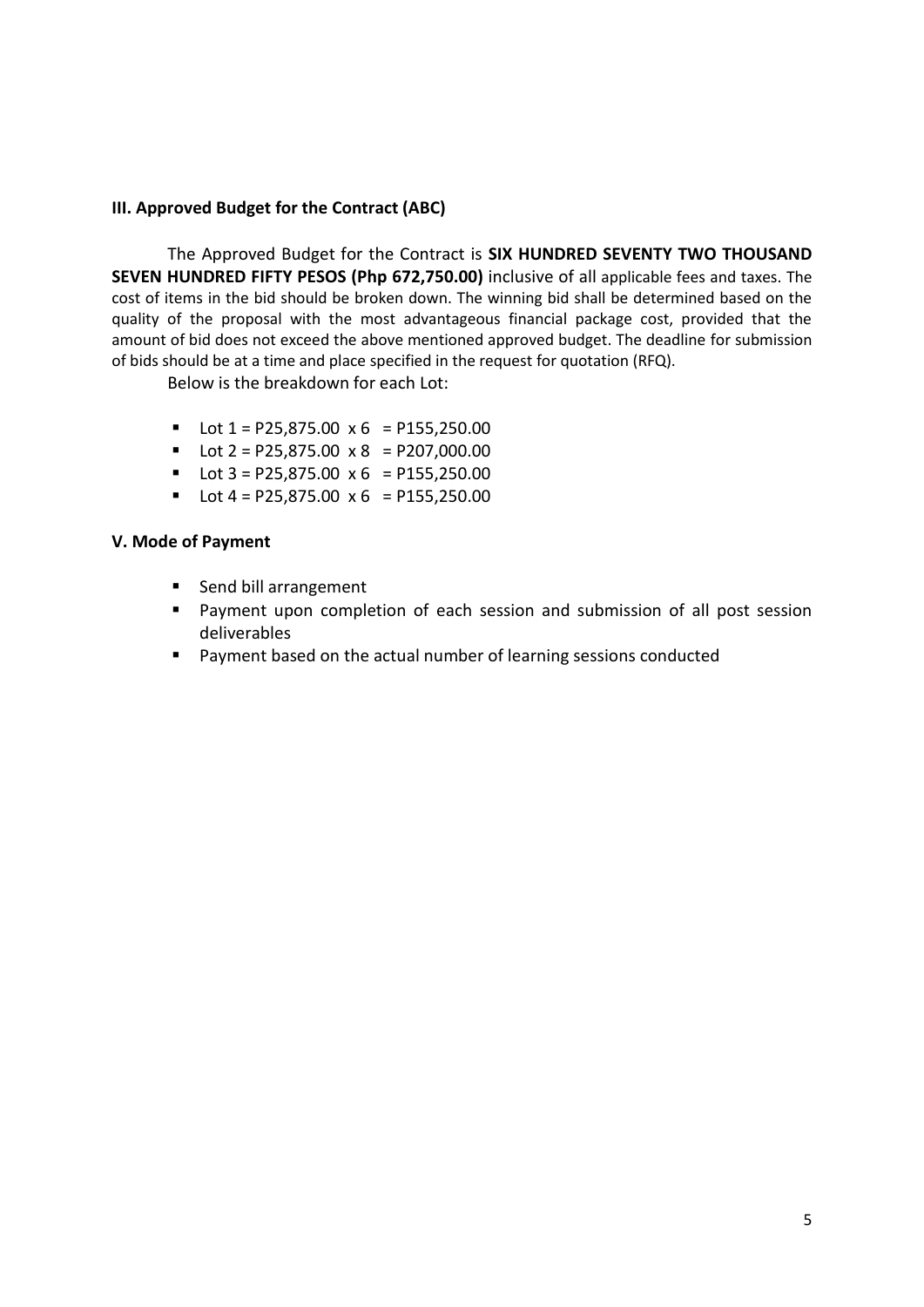### III. Approved Budget for the Contract (ABC)

The Approved Budget for the Contract is **SIX HUNDRED SEVENTY TWO THOUSAND SEVEN HUNDRED FIFTY PESOS (Php 672,750.00)** inclusive of all applicable fees and taxes. The cost of items in the bid should be broken down. The winning bid shall be determined based on the quality of the proposal with the most advantageous financial package cost, provided that the amount of bid does not exceed the above mentioned approved budget. The deadline for submission of bids should be at a time and place specified in the request for quotation (RFQ).

Below is the breakdown for each Lot:

- Lot 1 = P25,875.00 x 6 = P155,250.00
- Lot 2 = P25,875.00 x 8 = P207,000.00
- Lot 3 = P25,875.00 x 6 = P155,250.00
- Lot 4 = P25,875.00 x 6 = P155,250.00

### V. Mode of Payment

- Send bill arrangement
- Payment upon completion of each session and submission of all post session deliverables
- Payment based on the actual number of learning sessions conducted